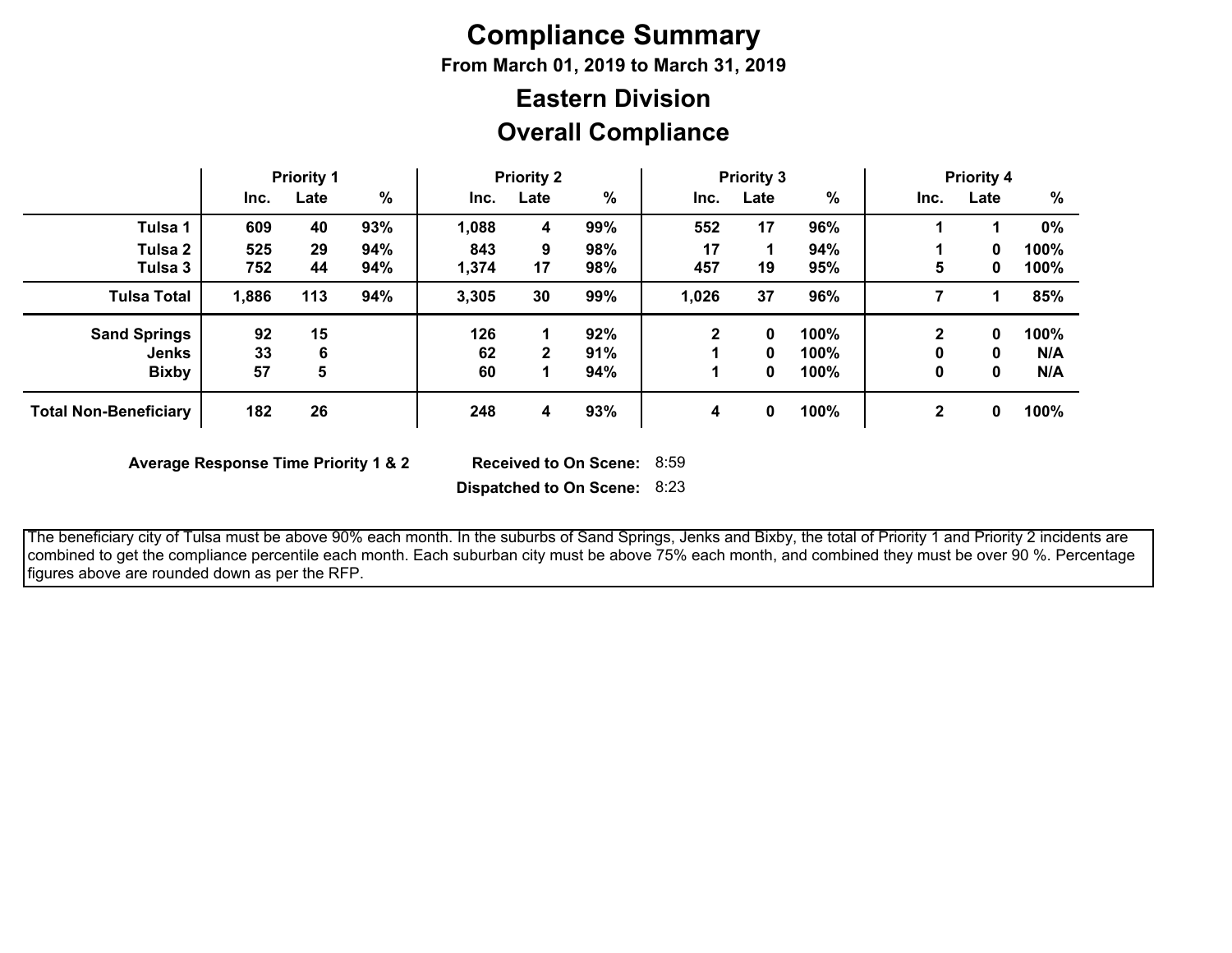# Compliance Summary

**From March 01, 2019 to March 31, 2019**

## Eastern Division

## Overall Compliance

| | Priority 1 | | | Priority 2 | | | Priority 3 | | | Priority 4 | | |
|---|---|---|---|---|---|---|---|---|---|---|---|---|
| | Inc. | Late | % | Inc. | Late | % | Inc. | Late | % | Inc. | Late | % |
| **Tulsa 1** | 609 | 40 | 93% | 1,088 | 4 | 99% | 552 | 17 | 96% | 1 | 1 | 0% |
| **Tulsa 2** | 525 | 29 | 94% | 843 | 9 | 98% | 17 | 1 | 94% | 1 | 0 | 100% |
| **Tulsa 3** | 752 | 44 | 94% | 1,374 | 17 | 98% | 457 | 19 | 95% | 5 | 0 | 100% |
| **Tulsa Total** | 1,886 | 113 | 94% | 3,305 | 30 | 99% | 1,026 | 37 | 96% | 7 | 1 | 85% |
| **Sand Springs** | 92 | 15 | | 126 | 1 | 92% | 2 | 0 | 100% | 2 | 0 | 100% |
| **Jenks** | 33 | 6 | | 62 | 2 | 91% | 1 | 0 | 100% | 0 | 0 | N/A |
| **Bixby** | 57 | 5 | | 60 | 1 | 94% | 1 | 0 | 100% | 0 | 0 | N/A |
| **Total Non-Beneficiary** | 182 | 26 | | 248 | 4 | 93% | 4 | 0 | 100% | 2 | 0 | 100% |

**Average Response Time Priority 1 & 2** **Received to On Scene:** 8:59

**Dispatched to On Scene:** 8:23

The beneficiary city of Tulsa must be above 90% each month. In the suburbs of Sand Springs, Jenks and Bixby, the total of Priority 1 and Priority 2 incidents are combined to get the compliance percentile each month. Each suburban city must be above 75% each month, and combined they must be over 90 %. Percentage figures above are rounded down as per the RFP.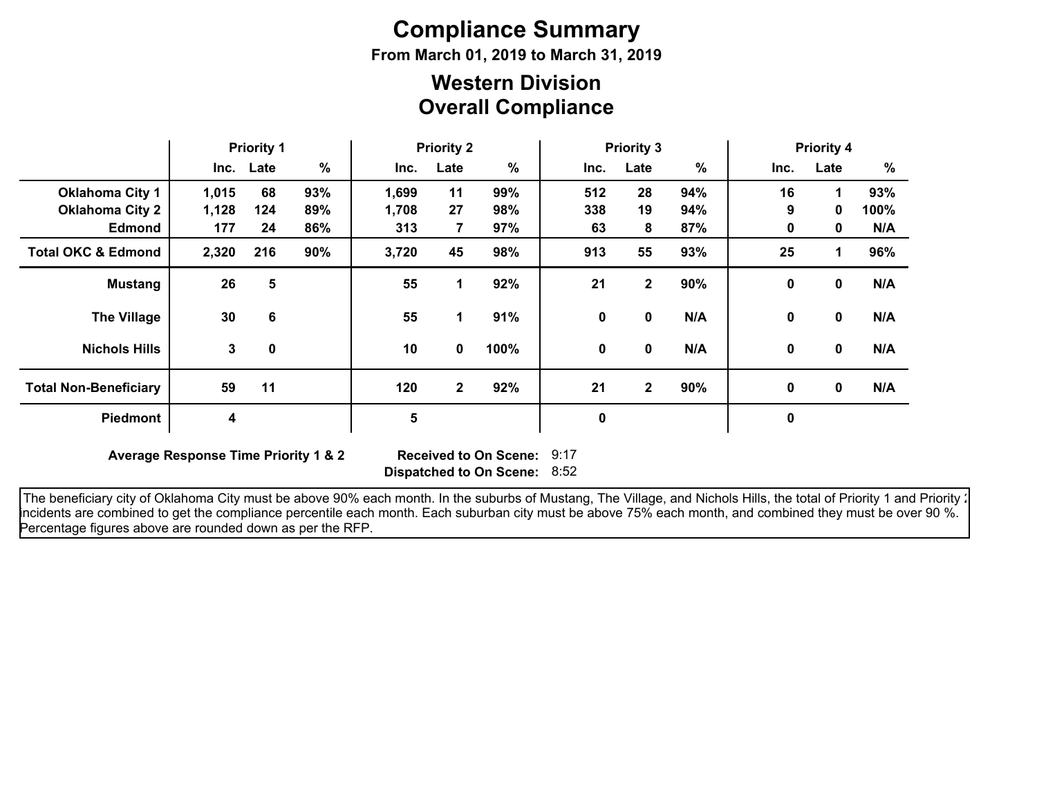# Compliance Summary

**From March 01, 2019 to March 31, 2019**

## Western Division
## Overall Compliance

| | Priority 1 | | | Priority 2 | | | Priority 3 | | | Priority 4 | | |
|---|---|---|---|---|---|---|---|---|---|---|---|---|
| | Inc. | Late | % | Inc. | Late | % | Inc. | Late | % | Inc. | Late | % |
| **Oklahoma City 1** | 1,015 | 68 | 93% | 1,699 | 11 | 99% | 512 | 28 | 94% | 16 | 1 | 93% |
| **Oklahoma City 2** | 1,128 | 124 | 89% | 1,708 | 27 | 98% | 338 | 19 | 94% | 9 | 0 | 100% |
| **Edmond** | 177 | 24 | 86% | 313 | 7 | 97% | 63 | 8 | 87% | 0 | 0 | N/A |
| **Total OKC & Edmond** | 2,320 | 216 | 90% | 3,720 | 45 | 98% | 913 | 55 | 93% | 25 | 1 | 96% |
| **Mustang** | 26 | 5 | | 55 | 1 | 92% | 21 | 2 | 90% | 0 | 0 | N/A |
| **The Village** | 30 | 6 | | 55 | 1 | 91% | 0 | 0 | N/A | 0 | 0 | N/A |
| **Nichols Hills** | 3 | 0 | | 10 | 0 | 100% | 0 | 0 | N/A | 0 | 0 | N/A |
| **Total Non-Beneficiary** | 59 | 11 | | 120 | 2 | 92% | 21 | 2 | 90% | 0 | 0 | N/A |
| **Piedmont** | 4 | | | 5 | | | 0 | | | 0 | | |

**Average Response Time Priority 1 & 2** **Received to On Scene:** 9:17
**Dispatched to On Scene:** 8:52

The beneficiary city of Oklahoma City must be above 90% each month. In the suburbs of Mustang, The Village, and Nichols Hills, the total of Priority 1 and Priority 2 incidents are combined to get the compliance percentile each month. Each suburban city must be above 75% each month, and combined they must be over 90 %. Percentage figures above are rounded down as per the RFP.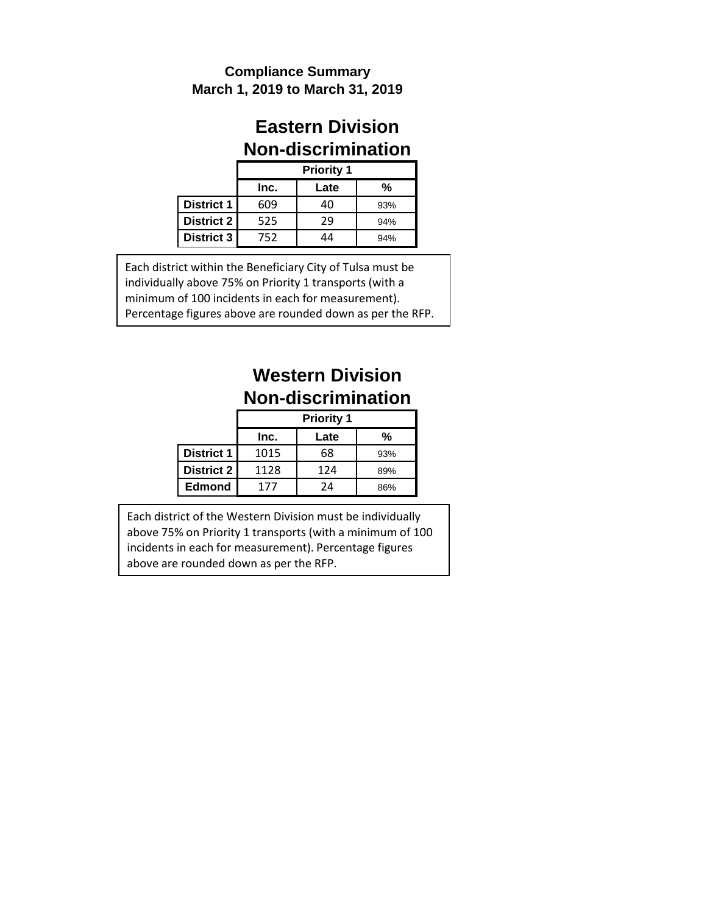**Compliance Summary**
**March 1, 2019 to March 31, 2019**

## Eastern Division
## Non-discrimination

| | Priority 1 | | |
|---|---|---|---|
| | Inc. | Late | % |
| District 1 | 609 | 40 | 93% |
| District 2 | 525 | 29 | 94% |
| District 3 | 752 | 44 | 94% |

Each district within the Beneficiary City of Tulsa must be individually above 75% on Priority 1 transports (with a minimum of 100 incidents in each for measurement). Percentage figures above are rounded down as per the RFP.

## Western Division
## Non-discrimination

| | Priority 1 | | |
|---|---|---|---|
| | Inc. | Late | % |
| District 1 | 1015 | 68 | 93% |
| District 2 | 1128 | 124 | 89% |
| Edmond | 177 | 24 | 86% |

Each district of the Western Division must be individually above 75% on Priority 1 transports (with a minimum of 100 incidents in each for measurement). Percentage figures above are rounded down as per the RFP.